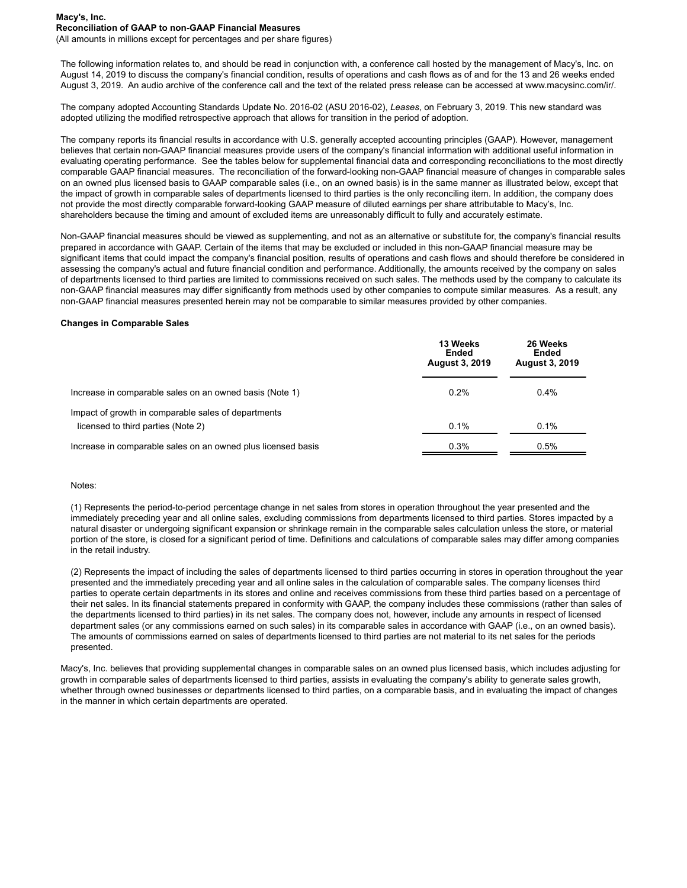**Macy's, Inc.**
**Reconciliation of GAAP to non-GAAP Financial Measures**
(All amounts in millions except for percentages and per share figures)

The following information relates to, and should be read in conjunction with, a conference call hosted by the management of Macy's, Inc. on August 14, 2019 to discuss the company's financial condition, results of operations and cash flows as of and for the 13 and 26 weeks ended August 3, 2019. An audio archive of the conference call and the text of the related press release can be accessed at www.macysinc.com/ir/.

The company adopted Accounting Standards Update No. 2016-02 (ASU 2016-02), *Leases*, on February 3, 2019. This new standard was adopted utilizing the modified retrospective approach that allows for transition in the period of adoption.

The company reports its financial results in accordance with U.S. generally accepted accounting principles (GAAP). However, management believes that certain non-GAAP financial measures provide users of the company's financial information with additional useful information in evaluating operating performance. See the tables below for supplemental financial data and corresponding reconciliations to the most directly comparable GAAP financial measures. The reconciliation of the forward-looking non-GAAP financial measure of changes in comparable sales on an owned plus licensed basis to GAAP comparable sales (i.e., on an owned basis) is in the same manner as illustrated below, except that the impact of growth in comparable sales of departments licensed to third parties is the only reconciling item. In addition, the company does not provide the most directly comparable forward-looking GAAP measure of diluted earnings per share attributable to Macy's, Inc. shareholders because the timing and amount of excluded items are unreasonably difficult to fully and accurately estimate.

Non-GAAP financial measures should be viewed as supplementing, and not as an alternative or substitute for, the company's financial results prepared in accordance with GAAP. Certain of the items that may be excluded or included in this non-GAAP financial measure may be significant items that could impact the company's financial position, results of operations and cash flows and should therefore be considered in assessing the company's actual and future financial condition and performance. Additionally, the amounts received by the company on sales of departments licensed to third parties are limited to commissions received on such sales. The methods used by the company to calculate its non-GAAP financial measures may differ significantly from methods used by other companies to compute similar measures. As a result, any non-GAAP financial measures presented herein may not be comparable to similar measures provided by other companies.

**Changes in Comparable Sales**

| | 13 Weeks Ended August 3, 2019 | 26 Weeks Ended August 3, 2019 |
|---|---|---|
| Increase in comparable sales on an owned basis (Note 1) | 0.2% | 0.4% |
| Impact of growth in comparable sales of departments licensed to third parties (Note 2) | 0.1% | 0.1% |
| Increase in comparable sales on an owned plus licensed basis | 0.3% | 0.5% |

Notes:

(1) Represents the period-to-period percentage change in net sales from stores in operation throughout the year presented and the immediately preceding year and all online sales, excluding commissions from departments licensed to third parties. Stores impacted by a natural disaster or undergoing significant expansion or shrinkage remain in the comparable sales calculation unless the store, or material portion of the store, is closed for a significant period of time. Definitions and calculations of comparable sales may differ among companies in the retail industry.

(2) Represents the impact of including the sales of departments licensed to third parties occurring in stores in operation throughout the year presented and the immediately preceding year and all online sales in the calculation of comparable sales. The company licenses third parties to operate certain departments in its stores and online and receives commissions from these third parties based on a percentage of their net sales. In its financial statements prepared in conformity with GAAP, the company includes these commissions (rather than sales of the departments licensed to third parties) in its net sales. The company does not, however, include any amounts in respect of licensed department sales (or any commissions earned on such sales) in its comparable sales in accordance with GAAP (i.e., on an owned basis). The amounts of commissions earned on sales of departments licensed to third parties are not material to its net sales for the periods presented.

Macy's, Inc. believes that providing supplemental changes in comparable sales on an owned plus licensed basis, which includes adjusting for growth in comparable sales of departments licensed to third parties, assists in evaluating the company's ability to generate sales growth, whether through owned businesses or departments licensed to third parties, on a comparable basis, and in evaluating the impact of changes in the manner in which certain departments are operated.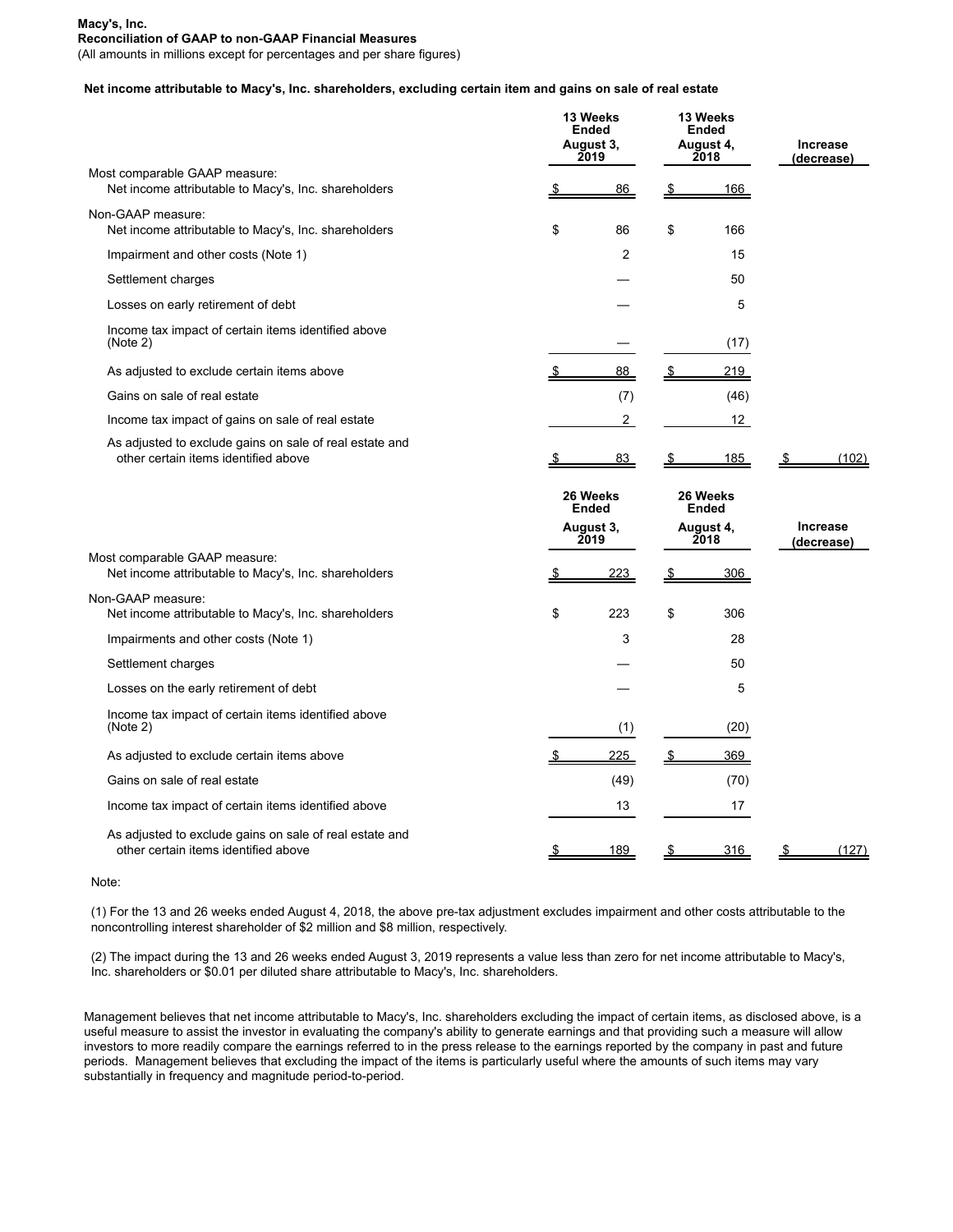**Macy's, Inc.**
**Reconciliation of GAAP to non-GAAP Financial Measures**
(All amounts in millions except for percentages and per share figures)

**Net income attributable to Macy's, Inc. shareholders, excluding certain item and gains on sale of real estate**

| | 13 Weeks Ended August 3, 2019 | 13 Weeks Ended August 4, 2018 | Increase (decrease) |
|---|---|---|---|
| Most comparable GAAP measure: | | | |
| Net income attributable to Macy's, Inc. shareholders | $ 86 | $ 166 | |
| Non-GAAP measure: | | | |
| Net income attributable to Macy's, Inc. shareholders | $ 86 | $ 166 | |
| Impairment and other costs (Note 1) | 2 | 15 | |
| Settlement charges | — | 50 | |
| Losses on early retirement of debt | — | 5 | |
| Income tax impact of certain items identified above (Note 2) | — | (17) | |
| As adjusted to exclude certain items above | $ 88 | $ 219 | |
| Gains on sale of real estate | (7) | (46) | |
| Income tax impact of gains on sale of real estate | 2 | 12 | |
| As adjusted to exclude gains on sale of real estate and other certain items identified above | $ 83 | $ 185 | $ (102) |

| | 26 Weeks Ended August 3, 2019 | 26 Weeks Ended August 4, 2018 | Increase (decrease) |
|---|---|---|---|
| Most comparable GAAP measure: | | | |
| Net income attributable to Macy's, Inc. shareholders | $ 223 | $ 306 | |
| Non-GAAP measure: | | | |
| Net income attributable to Macy's, Inc. shareholders | $ 223 | $ 306 | |
| Impairments and other costs (Note 1) | 3 | 28 | |
| Settlement charges | — | 50 | |
| Losses on the early retirement of debt | — | 5 | |
| Income tax impact of certain items identified above (Note 2) | (1) | (20) | |
| As adjusted to exclude certain items above | $ 225 | $ 369 | |
| Gains on sale of real estate | (49) | (70) | |
| Income tax impact of certain items identified above | 13 | 17 | |
| As adjusted to exclude gains on sale of real estate and other certain items identified above | $ 189 | $ 316 | $ (127) |

Note:

(1) For the 13 and 26 weeks ended August 4, 2018, the above pre-tax adjustment excludes impairment and other costs attributable to the noncontrolling interest shareholder of $2 million and $8 million, respectively.

(2) The impact during the 13 and 26 weeks ended August 3, 2019 represents a value less than zero for net income attributable to Macy's, Inc. shareholders or $0.01 per diluted share attributable to Macy's, Inc. shareholders.

Management believes that net income attributable to Macy's, Inc. shareholders excluding the impact of certain items, as disclosed above, is a useful measure to assist the investor in evaluating the company's ability to generate earnings and that providing such a measure will allow investors to more readily compare the earnings referred to in the press release to the earnings reported by the company in past and future periods. Management believes that excluding the impact of the items is particularly useful where the amounts of such items may vary substantially in frequency and magnitude period-to-period.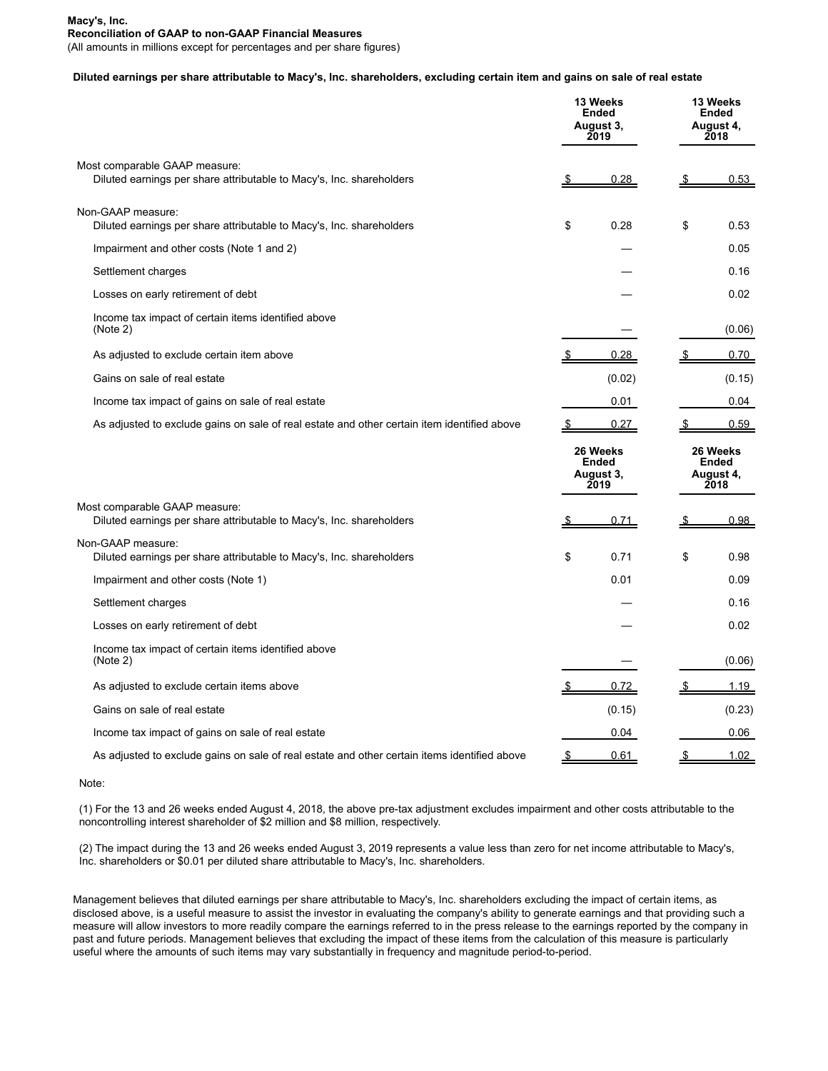**Macy's, Inc.**
**Reconciliation of GAAP to non-GAAP Financial Measures**
(All amounts in millions except for percentages and per share figures)

**Diluted earnings per share attributable to Macy's, Inc. shareholders, excluding certain item and gains on sale of real estate**

| | 13 Weeks Ended August 3, 2019 | 13 Weeks Ended August 4, 2018 |
|---|---|---|
| Most comparable GAAP measure: | | |
| Diluted earnings per share attributable to Macy's, Inc. shareholders | $ 0.28 | $ 0.53 |
| Non-GAAP measure: | | |
| Diluted earnings per share attributable to Macy's, Inc. shareholders | $ 0.28 | $ 0.53 |
| Impairment and other costs (Note 1 and 2) | — | 0.05 |
| Settlement charges | — | 0.16 |
| Losses on early retirement of debt | — | 0.02 |
| Income tax impact of certain items identified above (Note 2) | — | (0.06) |
| As adjusted to exclude certain item above | $ 0.28 | $ 0.70 |
| Gains on sale of real estate | (0.02) | (0.15) |
| Income tax impact of gains on sale of real estate | 0.01 | 0.04 |
| As adjusted to exclude gains on sale of real estate and other certain item identified above | $ 0.27 | $ 0.59 |

| | 26 Weeks Ended August 3, 2019 | 26 Weeks Ended August 4, 2018 |
|---|---|---|
| Most comparable GAAP measure: | | |
| Diluted earnings per share attributable to Macy's, Inc. shareholders | $ 0.71 | $ 0.98 |
| Non-GAAP measure: | | |
| Diluted earnings per share attributable to Macy's, Inc. shareholders | $ 0.71 | $ 0.98 |
| Impairment and other costs (Note 1) | 0.01 | 0.09 |
| Settlement charges | — | 0.16 |
| Losses on early retirement of debt | — | 0.02 |
| Income tax impact of certain items identified above (Note 2) | — | (0.06) |
| As adjusted to exclude certain items above | $ 0.72 | $ 1.19 |
| Gains on sale of real estate | (0.15) | (0.23) |
| Income tax impact of gains on sale of real estate | 0.04 | 0.06 |
| As adjusted to exclude gains on sale of real estate and other certain items identified above | $ 0.61 | $ 1.02 |

Note:

(1) For the 13 and 26 weeks ended August 4, 2018, the above pre-tax adjustment excludes impairment and other costs attributable to the noncontrolling interest shareholder of $2 million and $8 million, respectively.

(2) The impact during the 13 and 26 weeks ended August 3, 2019 represents a value less than zero for net income attributable to Macy's, Inc. shareholders or $0.01 per diluted share attributable to Macy's, Inc. shareholders.

Management believes that diluted earnings per share attributable to Macy's, Inc. shareholders excluding the impact of certain items, as disclosed above, is a useful measure to assist the investor in evaluating the company's ability to generate earnings and that providing such a measure will allow investors to more readily compare the earnings referred to in the press release to the earnings reported by the company in past and future periods. Management believes that excluding the impact of these items from the calculation of this measure is particularly useful where the amounts of such items may vary substantially in frequency and magnitude period-to-period.